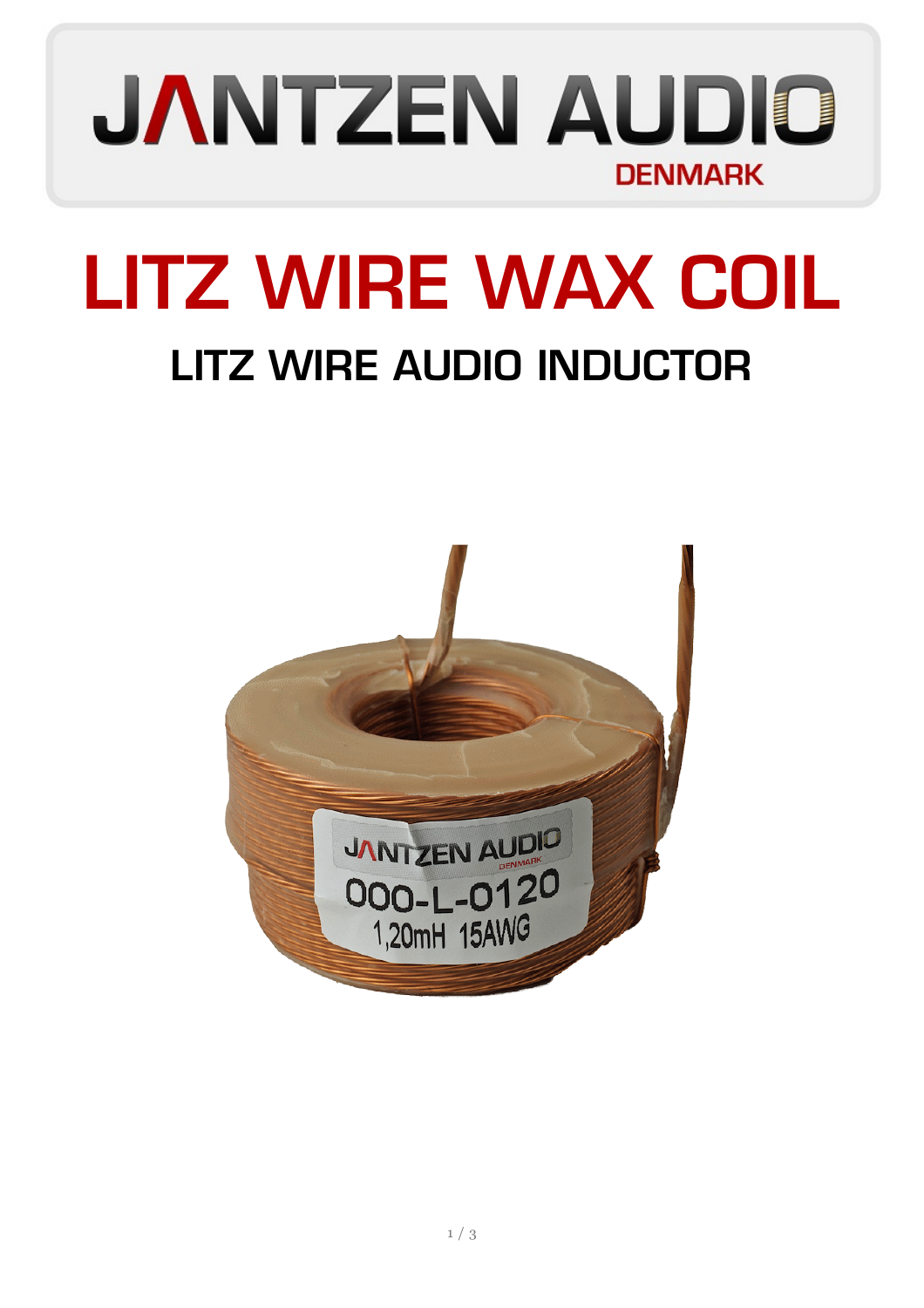JANTZEN AUDIO
DENMARK

# LITZ WIRE WAX COIL

## LITZ WIRE AUDIO INDUCTOR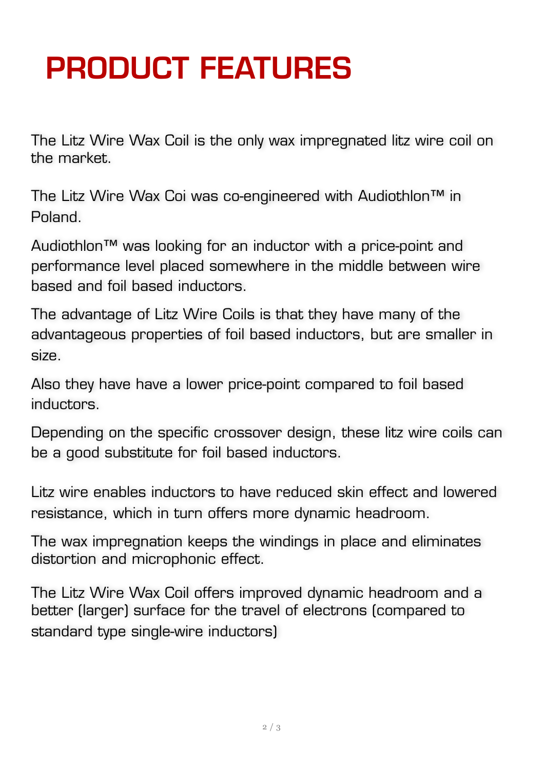# PRODUCT FEATURES

The Litz Wire Wax Coil is the only wax impregnated litz wire coil on the market.

The Litz Wire Wax Coi was co-engineered with Audiothlon™ in Poland.

Audiothlon™ was looking for an inductor with a price-point and performance level placed somewhere in the middle between wire based and foil based inductors.

The advantage of Litz Wire Coils is that they have many of the advantageous properties of foil based inductors, but are smaller in size.

Also they have have a lower price-point compared to foil based inductors.

Depending on the specific crossover design, these litz wire coils can be a good substitute for foil based inductors.

Litz wire enables inductors to have reduced skin effect and lowered resistance, which in turn offers more dynamic headroom.

The wax impregnation keeps the windings in place and eliminates distortion and microphonic effect.

The Litz Wire Wax Coil offers improved dynamic headroom and a better (larger) surface for the travel of electrons (compared to standard type single-wire inductors)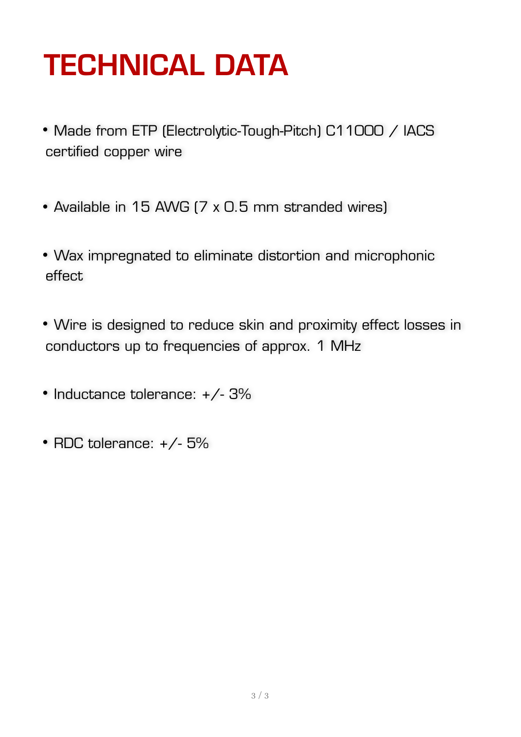# TECHNICAL DATA

- Made from ETP (Electrolytic-Tough-Pitch) C11000 / IACS certified copper wire

- Available in 15 AWG (7 x 0.5 mm stranded wires)

- Wax impregnated to eliminate distortion and microphonic effect

- Wire is designed to reduce skin and proximity effect losses in conductors up to frequencies of approx. 1 MHz

- Inductance tolerance: +/- 3%

- RDC tolerance: +/- 5%